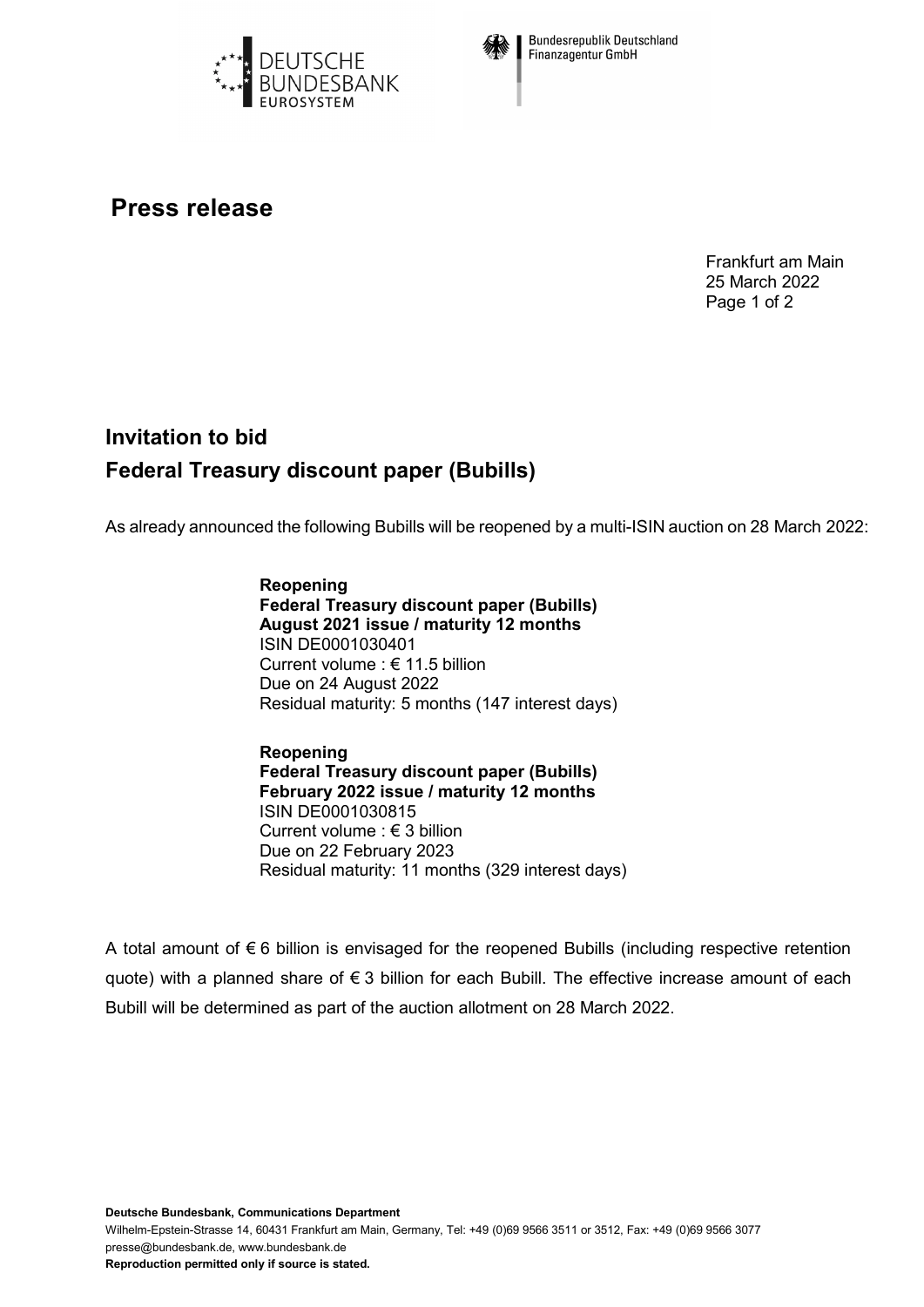Bundesrepublik Deutschland
Finanzagentur GmbH

# Press release

Frankfurt am Main
25 March 2022

## Invitation to bid
## Federal Treasury discount paper (Bubills)

As already announced the following Bubills will be reopened by a multi-ISIN auction on 28 March 2022:

**Reopening**
**Federal Treasury discount paper (Bubills)**
**August 2021 issue / maturity 12 months**
ISIN DE0001030401
Current volume : € 11.5 billion
Due on 24 August 2022
Residual maturity: 5 months (147 interest days)

**Reopening**
**Federal Treasury discount paper (Bubills)**
**February 2022 issue / maturity 12 months**
ISIN DE0001030815
Current volume : € 3 billion
Due on 22 February 2023
Residual maturity: 11 months (329 interest days)

A total amount of € 6 billion is envisaged for the reopened Bubills (including respective retention quote) with a planned share of € 3 billion for each Bubill. The effective increase amount of each Bubill will be determined as part of the auction allotment on 28 March 2022.

**Deutsche Bundesbank, Communications Department**
Wilhelm-Epstein-Strasse 14, 60431 Frankfurt am Main, Germany, Tel: +49 (0)69 9566 3511 or 3512, Fax: +49 (0)69 9566 3077
presse@bundesbank.de, www.bundesbank.de
**Reproduction permitted only if source is stated.**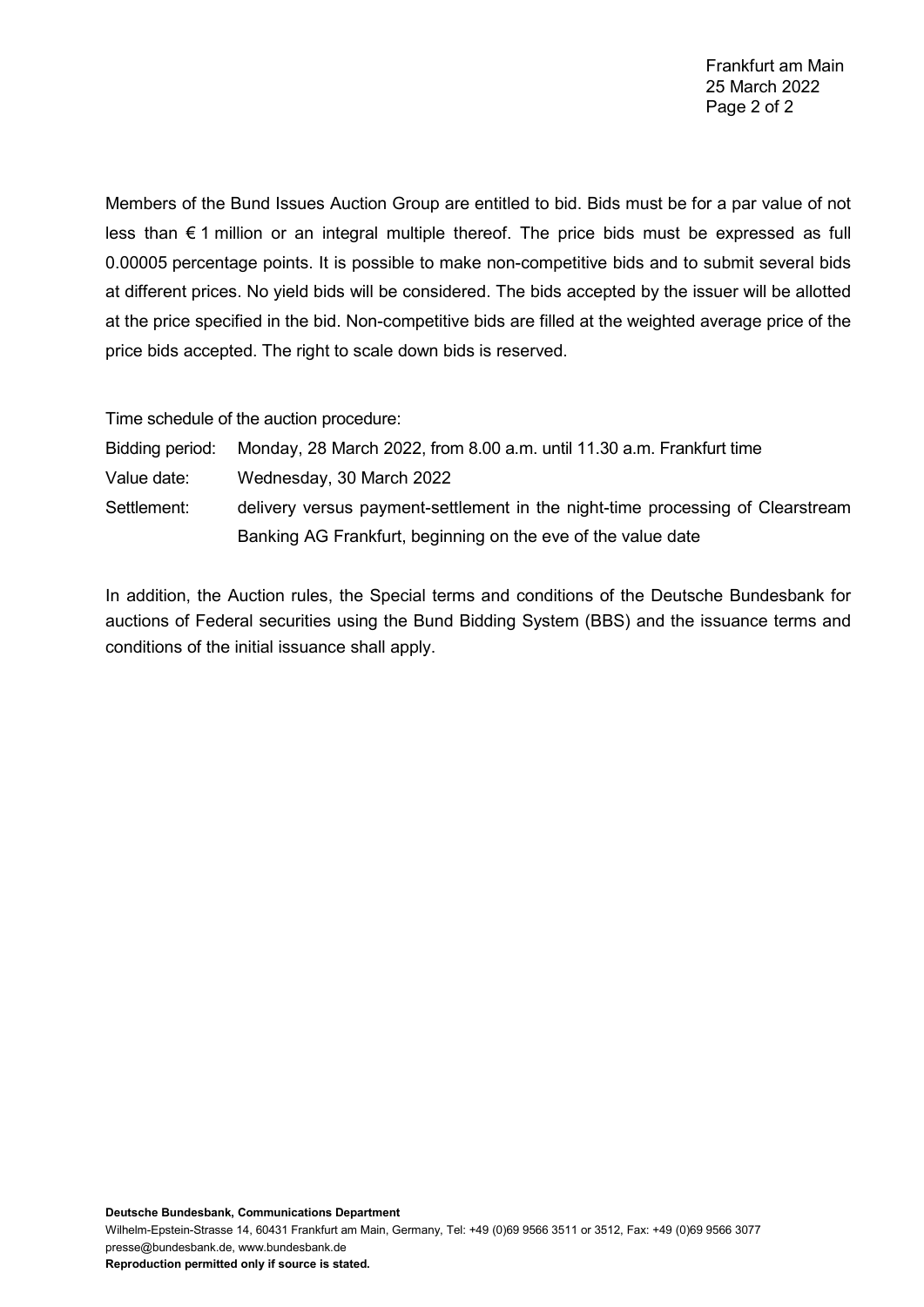Members of the Bund Issues Auction Group are entitled to bid. Bids must be for a par value of not less than € 1 million or an integral multiple thereof. The price bids must be expressed as full 0.00005 percentage points. It is possible to make non-competitive bids and to submit several bids at different prices. No yield bids will be considered. The bids accepted by the issuer will be allotted at the price specified in the bid. Non-competitive bids are filled at the weighted average price of the price bids accepted. The right to scale down bids is reserved.

Time schedule of the auction procedure:

| | |
|---|---|
| Bidding period: | Monday, 28 March 2022, from 8.00 a.m. until 11.30 a.m. Frankfurt time |
| Value date: | Wednesday, 30 March 2022 |
| Settlement: | delivery versus payment-settlement in the night-time processing of Clearstream Banking AG Frankfurt, beginning on the eve of the value date |

In addition, the Auction rules, the Special terms and conditions of the Deutsche Bundesbank for auctions of Federal securities using the Bund Bidding System (BBS) and the issuance terms and conditions of the initial issuance shall apply.

**Deutsche Bundesbank, Communications Department**
Wilhelm-Epstein-Strasse 14, 60431 Frankfurt am Main, Germany, Tel: +49 (0)69 9566 3511 or 3512, Fax: +49 (0)69 9566 3077
presse@bundesbank.de, www.bundesbank.de
**Reproduction permitted only if source is stated.**